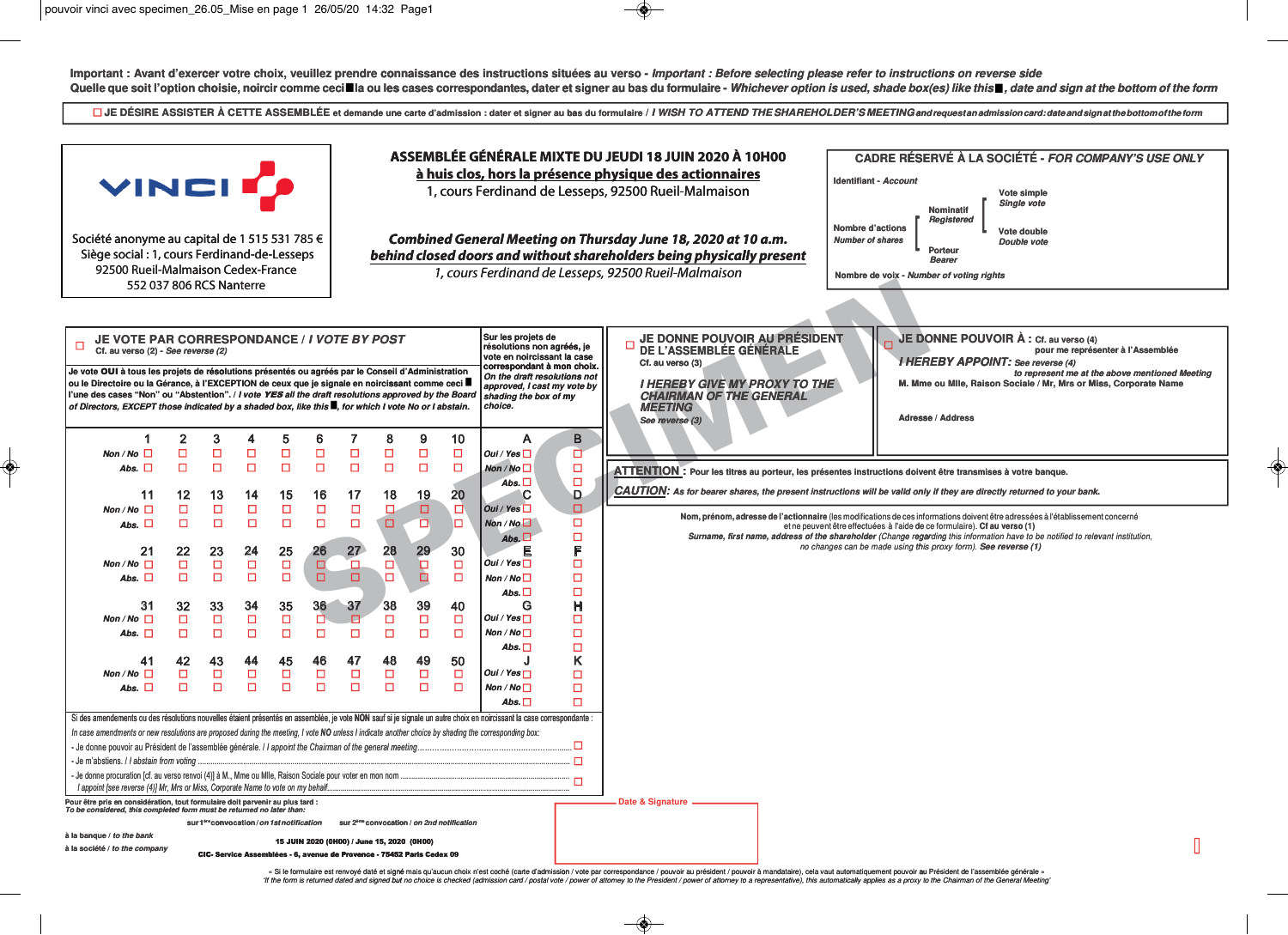Important : Avant d'exercer votre choix, veuillez prendre connaissance des instructions situées au verso - *Important : Before selecting please refer to instructions on reverse side*

Quelle que soit l'option choisie, noircir comme ceci ■ la ou les cases correspondantes, dater et signer au bas du formulaire - *Whichever option is used, shade box(es) like this ■, date and sign at the bottom of the form*

☐ **JE DÉSIRE ASSISTER À CETTE ASSEMBLÉE** et demande une carte d'admission : dater et signer au bas du formulaire / *I WISH TO ATTEND THE SHAREHOLDER'S MEETING and request an admission card: date and sign at the bottom of the form*

**VINCI**

Société anonyme au capital de 1 515 531 785 €
Siège social : 1, cours Ferdinand-de-Lesseps
92500 Rueil-Malmaison Cedex-France
552 037 806 RCS Nanterre

## ASSEMBLÉE GÉNÉRALE MIXTE DU JEUDI 18 JUIN 2020 À 10H00
**à huis clos, hors la présence physique des actionnaires**
1, cours Ferdinand de Lesseps, 92500 Rueil-Malmaison

***Combined General Meeting on Thursday June 18, 2020 at 10 a.m.***
***behind closed doors and without shareholders being physically present***
*1, cours Ferdinand de Lesseps, 92500 Rueil-Malmaison*

**CADRE RÉSERVÉ À LA SOCIÉTÉ - *FOR COMPANY'S USE ONLY***

Identifiant - *Account*

Nombre d'actions - *Number of shares*: Nominatif - *Registered* (Vote simple - *Single vote* / Vote double - *Double vote*) ; Porteur - *Bearer*

Nombre de voix - *Number of voting rights*

---

☐ **JE VOTE PAR CORRESPONDANCE / *I VOTE BY POST***
Cf. au verso (2) - *See reverse (2)*

**Je vote OUI à tous les projets de résolutions présentés ou agréés par le Conseil d'Administration ou le Directoire ou la Gérance, à l'EXCEPTION de ceux que je signale en noircissant comme ceci ■ l'une des cases "Non" ou "Abstention".** / *I vote YES all the draft resolutions approved by the Board of Directors, EXCEPT those indicated by a shaded box, like this ■, for which I vote No or I abstain.*

| | 1 | 2 | 3 | 4 | 5 | 6 | 7 | 8 | 9 | 10 |
|---|---|---|---|---|---|---|---|---|---|---|
| Non / No | ☐ | ☐ | ☐ | ☐ | ☐ | ☐ | ☐ | ☐ | ☐ | ☐ |
| Abs. | ☐ | ☐ | ☐ | ☐ | ☐ | ☐ | ☐ | ☐ | ☐ | ☐ |
| | **11** | **12** | **13** | **14** | **15** | **16** | **17** | **18** | **19** | **20** |
| Non / No | ☐ | ☐ | ☐ | ☐ | ☐ | ☐ | ☐ | ☐ | ☐ | ☐ |
| Abs. | ☐ | ☐ | ☐ | ☐ | ☐ | ☐ | ☐ | ☐ | ☐ | ☐ |
| | **21** | **22** | **23** | **24** | **25** | **26** | **27** | **28** | **29** | **30** |
| Non / No | ☐ | ☐ | ☐ | ☐ | ☐ | ☐ | ☐ | ☐ | ☐ | ☐ |
| Abs. | ☐ | ☐ | ☐ | ☐ | ☐ | ☐ | ☐ | ☐ | ☐ | ☐ |
| | **31** | **32** | **33** | **34** | **35** | **36** | **37** | **38** | **39** | **40** |
| Non / No | ☐ | ☐ | ☐ | ☐ | ☐ | ☐ | ☐ | ☐ | ☐ | ☐ |
| Abs. | ☐ | ☐ | ☐ | ☐ | ☐ | ☐ | ☐ | ☐ | ☐ | ☐ |
| | **41** | **42** | **43** | **44** | **45** | **46** | **47** | **48** | **49** | **50** |
| Non / No | ☐ | ☐ | ☐ | ☐ | ☐ | ☐ | ☐ | ☐ | ☐ | ☐ |
| Abs. | ☐ | ☐ | ☐ | ☐ | ☐ | ☐ | ☐ | ☐ | ☐ | ☐ |

**Sur les projets de résolutions non agréés, je vote en noircissant la case correspondant à mon choix.** *On the draft resolutions not approved, I cast my vote by shading the box of my choice.*

| | A | B |
|---|---|---|
| Oui / Yes | ☐ | ☐ |
| Non / No | ☐ | ☐ |
| Abs. | ☐ | ☐ |
| | **C** | **D** |
| Oui / Yes | ☐ | ☐ |
| Non / No | ☐ | ☐ |
| Abs. | ☐ | ☐ |
| | **E** | **F** |
| Oui / Yes | ☐ | ☐ |
| Non / No | ☐ | ☐ |
| Abs. | ☐ | ☐ |
| | **G** | **H** |
| Oui / Yes | ☐ | ☐ |
| Non / No | ☐ | ☐ |
| Abs. | ☐ | ☐ |
| | **J** | **K** |
| Oui / Yes | ☐ | ☐ |
| Non / No | ☐ | ☐ |
| Abs. | ☐ | ☐ |

Si des amendements ou des résolutions nouvelles étaient présentés en assemblée, je vote NON sauf si je signale un autre choix en noircissant la case correspondante :
*In case amendments or new resolutions are proposed during the meeting, I vote NO unless I indicate another choice by shading the corresponding box:*

- Je donne pouvoir au Président de l'assemblée générale. / *I appoint the Chairman of the general meeting* ☐
- Je m'abstiens. / *I abstain from voting* ☐
- Je donne procuration [cf. au verso renvoi (4)] à M., Mme ou Mlle, Raison Sociale pour voter en mon nom ...... *I appoint [see reverse (4)] Mr, Mrs or Miss, Corporate Name to vote on my behalf* ...... ☐

---

☐ **JE DONNE POUVOIR AU PRÉSIDENT DE L'ASSEMBLÉE GÉNÉRALE**
Cf. au verso (3)

***I HEREBY GIVE MY PROXY TO THE CHAIRMAN OF THE GENERAL MEETING***
*See reverse (3)*

☐ **JE DONNE POUVOIR À :** Cf. au verso (4) pour me représenter à l'Assemblée
***I HEREBY APPOINT:*** *See reverse (4) to represent me at the above mentioned Meeting*

M. Mme ou Mlle, Raison Sociale / Mr, Mrs or Miss, Corporate Name

Adresse / Address

**ATTENTION :** Pour les titres au porteur, les présentes instructions doivent être transmises à votre banque.
***CAUTION:*** *As for bearer shares, the present instructions will be valid only if they are directly returned to your bank.*

**Nom, prénom, adresse de l'actionnaire** (les modifications de ces informations doivent être adressées à l'établissement concerné et ne peuvent être effectuées à l'aide de ce formulaire). **Cf au verso (1)**
***Surname, first name, address of the shareholder*** *(Change regarding this information have to be notified to relevant institution, no changes can be made using this proxy form).* ***See reverse (1)***

---

**Pour être pris en considération, tout formulaire doit parvenir au plus tard :**
***To be considered, this completed form must be returned no later than:***

| | sur 1ère convocation / *on 1st notification* | sur 2ème convocation / *on 2nd notification* |
|---|---|---|
| à la banque / *to the bank* | **15 JUIN 2020 (0H00) / June 15, 2020 (0H00)** | |
| à la société / *to the company* | **CIC- Service Assemblées - 6, avenue de Provence - 75452 Paris Cedex 09** | |

**Date & Signature**

« Si le formulaire est renvoyé daté et signé mais qu'aucun choix n'est coché (carte d'admission / vote par correspondance / pouvoir au président / pouvoir à mandataire), cela vaut automatiquement pouvoir au Président de l'assemblée générale »
*'If the form is returned dated and signed but no choice is checked (admission card / postal vote / power of attorney to the President / power of attorney to a representative), this automatically applies as a proxy to the Chairman of the General Meeting'*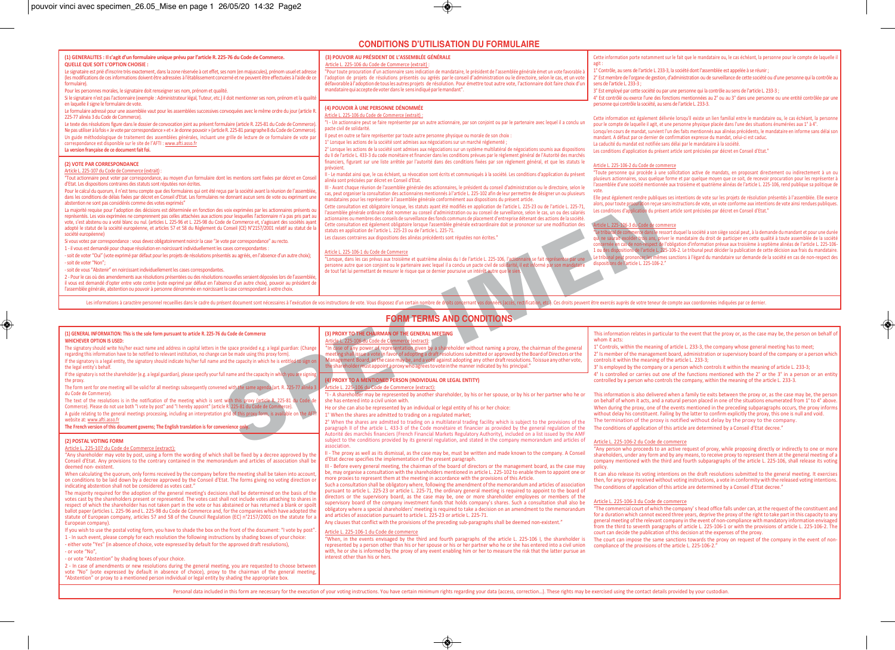# CONDITIONS D'UTILISATION DU FORMULAIRE

**(1) GENERALITES : Il s'agit d'un formulaire unique prévu par l'article R. 225-76 du Code de Commerce.**
**QUELLE QUE SOIT L'OPTION CHOISIE :**

Le signataire est prié d'inscrire très exactement, dans la zone réservée à cet effet, ses nom (en majuscules), prénom usuel et adresse (les modifications de ces informations doivent être adressées à l'établissement concerné et ne peuvent être effectuées à l'aide de ce formulaire).

Pour les personnes morales, le signataire doit renseigner ses nom, prénom et qualité.

Si le signataire n'est pas l'actionnaire (exemple : Administrateur légal, Tuteur, etc.) il doit mentionner ses nom, prénom et la qualité en laquelle il signe le formulaire de vote.

Le formulaire adressé pour une assemblée vaut pour les assemblées successives convoquées avec le même ordre du jour (article R. 225-77 alinéa 3 du Code de Commerce).

Le texte des résolutions figure dans le dossier de convocation joint au présent formulaire (article R. 225-81 du Code de Commerce). Ne pas utiliser à la fois « Je vote par correspondance » et « Je donne pouvoir » (article R. 225-81 paragraphe 8 du Code de Commerce). Un guide méthodologique de traitement des assemblées générales, incluant une grille de lecture de ce formulaire de vote par correspondance est disponible sur le site de l'AFTI : www.afti.asso.fr

**La version française de ce document fait foi.**

**(2) VOTE PAR CORRESPONDANCE**

Article L. 225-107 du Code de Commerce (extrait) :

"Tout actionnaire peut voter par correspondance, au moyen d'un formulaire dont les mentions sont fixées par décret en Conseil d'Etat. Les dispositions contraires des statuts sont réputées non écrites.

Pour le calcul du quorum, il n'est tenu compte que des formulaires qui ont été reçus par la société avant la réunion de l'assemblée, dans les conditions de délais fixées par décret en Conseil d'Etat. Les formulaires ne donnant aucun sens de vote ou exprimant une abstention ne sont pas considérés comme des votes exprimés"

La majorité requise pour l'adoption des décisions est déterminée en fonction des voix exprimées par les actionnaires présents ou représentés. Les voix exprimées ne comprennent pas celles attachées aux actions pour lesquelles l'actionnaire n'a pas pris part au vote, s'est abstenu ou a voté blanc ou nul. (articles L. 225-96 et L. 225-98 du Code de Commerce et, s'agissant des sociétés ayant adopté le statut de la société européenne, et articles 57 et 58 du Règlement du Conseil (CE) N°2157/2001 relatif au statut de la société européenne)

Si vous votez par correspondance : vous devez obligatoirement noircir la case "Je vote par correspondance" au recto.

1 - Il vous est demandé pour chaque résolution en noircissant individuellement les cases correspondantes :

- soit de voter "Oui" (vote exprimé par défaut pour les projets de résolutions présentés ou agréés, en l'absence d'un autre choix);
- soit de voter "Non";
- soit de vous "Abstenir" en noircissant individuellement les cases correspondantes.

2 - Pour le cas où des amendements aux résolutions présentées ou des résolutions nouvelles seraient déposées lors de l'assemblée, il vous est demandé d'opter entre vote contre (vote exprimé par défaut en l'absence d'un autre choix), pouvoir au président de l'assemblée générale, abstention ou pouvoir à personne dénommée en noircissant la case correspondant à votre choix.

**(3) POUVOIR AU PRÉSIDENT DE L'ASSEMBLÉE GÉNÉRALE**

Article L. 225-106 du Code de Commerce (extrait) :

"Pour toute procuration d'un actionnaire sans indication de mandataire, le président de l'assemblée générale émet un vote favorable à l'adoption de projets de résolutions présentés ou agréés par le conseil d'administration ou le directoire, selon le cas, et un vote défavorable à l'adoption de tous les autres projets de résolution. Pour émettre tout autre vote, l'actionnaire doit faire choix d'un mandataire qui accepte de voter dans le sens indiqué par le mandant".

**(4) POUVOIR À UNE PERSONNE DÉNOMMÉE**

Article L. 225-106 du Code de Commerce (extrait) :

"I - Un actionnaire peut se faire représenter par un autre actionnaire, par son conjoint ou par le partenaire avec lequel il a conclu un pacte civil de solidarité.

Il peut en outre se faire représenter par toute autre personne physique ou morale de son choix :

1° Lorsque les actions de la société sont admises aux négociations sur un marché réglementé ;

2° Lorsque les actions de la société sont admises aux négociations sur un système multilatéral de négociations soumis aux dispositions du II de l'article L. 433-3 du code monétaire et financier dans les conditions prévues par le règlement général de l'Autorité des marchés financiers, figurant sur une liste arrêtée par l'autorité dans des conditions fixées par son règlement général, et que les statuts le prévoient.

II - Le mandat ainsi que, le cas échéant, sa révocation sont écrits et communiqués à la société. Les conditions d'application du présent alinéa sont précisées par décret en Conseil d'Etat.

III - Avant chaque réunion de l'assemblée générale des actionnaires, le président du conseil d'administration ou le directoire, selon le cas, peut organiser la consultation des actionnaires mentionnés à l'article L. 225-102 afin de leur permettre de désigner un ou plusieurs mandataires pour les représenter à l'assemblée générale conformément aux dispositions du présent article.

Cette consultation est obligatoire lorsque, les statuts ayant été modifiés en application de l'article L. 225-23 ou de l'article L. 225-71, l'assemblée générale ordinaire doit nommer au conseil d'administration ou au conseil de surveillance, selon le cas, un ou des salariés actionnaires ou membres des conseils de surveillance des fonds communs de placement d'entreprise détenant des actions de la société. Cette consultation est également obligatoire lorsque l'assemblée générale extraordinaire doit se prononcer sur une modification des statuts en application de l'article L. 225-23 ou de l'article L. 225-71.

Les clauses contraires aux dispositions des alinéas précédents sont réputées non écrites."

Article L. 225-106-1 du Code de Commerce

"Lorsque, dans les cas prévus aux troisième et quatrième alinéas du I de l'article L. 225-106, l'actionnaire se fait représenter par une personne autre que son conjoint ou le partenaire avec lequel il a conclu un pacte civil de solidarité, il est informé par son mandataire de tout fait lui permettant de mesurer le risque que ce dernier poursuive un intérêt autre que le sien.

Cette information porte notamment sur le fait que le mandataire ou, le cas échéant, la personne pour le compte de laquelle il agit :

1° Contrôle, au sens de l'article L. 233-3, la société dont l'assemblée est appelée à se réunir ;

2° Est membre de l'organe de gestion, d'administration ou de surveillance de cette société ou d'une personne qui la contrôle au sens de l'article L. 233-3 ;

3° Est employé par cette société ou par une personne qui la contrôle au sens de l'article L. 233-3 ;

4° Est contrôlé ou exerce l'une des fonctions mentionnées au 2° ou au 3° dans une personne ou une entité contrôlée par une personne qui contrôle la société, au sens de l'article L. 233-3.

Cette information est également délivrée lorsqu'il existe un lien familial entre le mandataire ou, le cas échéant, la personne pour le compte de laquelle il agit, et une personne physique placée dans l'une des situations énumérées aux 1° à 4°.

Lorsqu'en cours de mandat, survient l'un des faits mentionnés aux alinéas précédents, le mandataire en informe sans délai son mandant. A défaut par ce dernier de confirmation expresse du mandat, celui-ci est caduc.

La caducité du mandat est notifiée sans délai par le mandataire à la société.

Les conditions d'application du présent article sont précisées par décret en Conseil d'Etat."

Article L. 225-106-2 du Code de commerce

"Toute personne qui procède à une sollicitation active de mandats, en proposant directement ou indirectement à un ou plusieurs actionnaires, sous quelque forme et par quelque moyen que ce soit, de recevoir procuration pour les représenter à l'assemblée d'une société mentionnée aux troisième et quatrième alinéas de l'article L. 225-106, rend publique sa politique de vote.

Elle peut également rendre publiques ses intentions de vote sur les projets de résolution présentés à l'assemblée. Elle exerce alors, pour toute procuration reçue sans instructions de vote, un vote conforme aux intentions de vote ainsi rendues publiques.

Les conditions d'application du présent article sont précisées par décret en Conseil d'Etat."

Article L. 225-106-3 du Code de commerce

"Le tribunal de commerce dans le ressort duquel la société a son siège social peut, à la demande du mandant et pour une durée qui ne saurait excéder trois ans, priver le mandataire du droit de participer en cette qualité à toute assemblée de la société concernée en cas de non-respect de l'obligation d'information prévue aux troisième à septième alinéas de l'article L. 225-106-1 ou des dispositions de l'article L. 225-106-2. Le tribunal peut décider la publication de cette décision aux frais du mandataire.

Le tribunal peut prononcer les mêmes sanctions à l'égard du mandataire sur demande de la société en cas de non-respect des dispositions de l'article L. 225-106-2."

Les informations à caractère personnel recueillies dans le cadre du présent document sont nécessaires à l'exécution de vos instructions de vote. Vous disposez d'un certain nombre de droits concernant vos données (accès, rectification, etc.). Ces droits peuvent être exercés auprès de votre teneur de compte aux coordonnées indiquées par ce dernier.

# FORM TERMS AND CONDITIONS

**(1) GENERAL INFORMATION: This is the sole form pursuant to article R. 225-76 du Code de Commerce**
**WHICHEVER OPTION IS USED:**

The signatory should write his/her exact name and address in capital letters in the space provided e.g. a legal guardian: (Change regarding this information have to be notified to relevant institution, no change can be made using this proxy form).

If the signatory is a legal entity, the signatory should indicate his/her full name and the capacity in which he is entitled to sign on the legal entity's behalf.

If the signatory is not the shareholder (e.g. a legal guardian), please specify your full name and the capacity in which you are signing the proxy.

The form sent for one meeting will be valid for all meetings subsequently convened with the same agenda (art. R. 225-77 alinéa 3 du Code de Commerce).

The text of the resolutions is in the notification of the meeting which is sent with this proxy (article R. 225-81 du Code de Commerce). Please do not use both "I vote by post" and "I hereby appoint" (article R. 225-81 du Code de Commerce).

A guide relating to the general meetings processing, including an interpretation grid of this proxy form, is available on the AFTI website at: www.afti.asso.fr

**The French version of this document governs; The English translation is for convenience only.**

**(2) POSTAL VOTING FORM**

Article L. 225-107 du Code de Commerce (extract):

"Any shareholder may vote by post, using a form the wording of which shall be fixed by a decree approved by the Conseil d'Etat. Any provisions to the contrary contained in the memorandum and articles of association shall be deemed non- existent.

When calculating the quorum, only forms received by the company before the meeting shall be taken into account, on conditions to be laid down by a decree approved by the Conseil d'Etat. The forms giving no voting direction or indicating abstention shall not be considered as votes cast."

The majority required for the adoption of the general meeting's decisions shall be determined on the basis of the votes cast by the shareholders present or represented. The votes cast shall not include votes attaching to shares in respect of which the shareholder has not taken part in the vote or has abstained or has returned a blank or spoilt ballot paper (articles L. 225-96 and L. 225-98 du Code de Commerce and, for the companies which have adopted the statute of a European company, articles 57 and 58 of the Council Regulation (EC) n°2157/2001 on the statute for a European company).

If you wish to use the postal voting form, you have to shade the box on the front of the document: "I vote by post".

1 - In such event, please comply for each resolution the following instructions by shading boxes of your choice:

- either vote "Yes" (in absence of choice, vote expressed by default for the approved draft resolutions),
- or vote "No",
- or vote "Abstention" by shading boxes of your choice.

2 - In case of amendments or new resolutions during the general meeting, you are requested to choose between vote "No" (vote expressed by default in absence of choice), proxy to the chairman of the general meeting, "Abstention" or proxy to a mentioned person individual or legal entity by shading the appropriate box.

**(3) PROXY TO THE CHAIRMAN OF THE GENERAL MEETING**

Article L. 225-106 du Code de Commerce (extract):

"In case of any power of representation given by a shareholder without naming a proxy, the chairman of the general meeting shall issue a vote in favor of adopting a draft resolutions submitted or approved by the Board of Directors or the Management Board, as the case may be, and a vote against adopting any other draft resolutions. To issue any other vote, the shareholder must appoint a proxy who agrees to vote in the manner indicated by his principal."

**(4) PROXY TO A MENTIONED PERSON (INDIVIDUAL OR LEGAL ENTITY)**

Article L. 225-106 du Code de Commerce (extract):

"I - A shareholder may be represented by another shareholder, by his or her spouse, or by his or her partner who he or she has entered into a civil union with.

He or she can also be represented by an individual or legal entity of his or her choice:

1° When the shares are admitted to trading on a regulated market;

2° When the shares are admitted to trading on a multilateral trading facility which is subject to the provisions of the paragraph II of the article L. 433-3 of the Code monétaire et financier as provided by the general regulation of the Autorité des marchés financiers (French Financial Markets Regulatory Authority), included on a list issued by the AMF subject to the conditions provided by its general regulation, and stated in the company memorandum and articles of association.

II - The proxy as well as its dismissal, as the case may be, must be written and made known to the company. A Conseil d'Etat decree specifies the implementation of the present paragraph.

III - Before every general meeting, the chairman of the board of directors or the management board, as the case may be, may organise a consultation with the shareholders mentioned in article L. 225-102 to enable them to appoint one or more proxies to represent them at the meeting in accordance with the provisions of this Article.

Such a consultation shall be obligatory where, following the amendment of the memorandum and articles of association pursuant to article L. 225-23 or article L. 225-71, the ordinary general meeting is required to appoint to the board of directors or the supervisory board, as the case may be, one or more shareholder employees or members of the supervisory board of the company investment funds that holds company's shares. Such a consultation shall also be obligatory where a special shareholders' meeting is required to take a decision on an amendment to the memorandum and articles of association pursuant to article L. 225-23 or article L. 225-71.

Any clauses that conflict with the provisions of the preceding sub-paragraphs shall be deemed non-existent."

Article L. 225-106-1 du Code de commerce

"When, in the events envisaged by the third and fourth paragraphs of the article L. 225-106 I, the shareholder is represented by a person other than his or her spouse or his or her partner who he or she has entered into a civil union with, he or she is informed by the proxy of any event enabling him or her to measure the risk that the latter pursue an interest other than his or hers.

This information relates in particular to the event that the proxy or, as the case may be, the person on behalf of whom it acts:

1° Controls, within the meaning of article L. 233-3, the company whose general meeting has to meet;

2° Is member of the management board, administration or supervisory board of the company or a person which controls it within the meaning of the article L. 233-3;

3° Is employed by the company or a person which controls it within the meaning of article L. 233-3;

4° Is controlled or carries out one of the functions mentioned with the 2° or the 3° in a person or an entity controlled by a person who controls the company, within the meaning of the article L. 233-3.

This information is also delivered when a family tie exists between the proxy or, as the case may be, the person on behalf of whom it acts, and a natural person placed in one of the situations enumerated from 1° to 4° above.

When during the proxy, one of the events mentioned in the preceding subparagraphs occurs, the proxy informs without delay his constituent. Failing by the latter to confirm explicitly the proxy, this one is null and void.

The termination of the proxy is notified without delay by the proxy to the company.

The conditions of application of this article are determined by a Conseil d'Etat decree."

Article L. 225-106-2 du Code de commerce

"Any person who proceeds to an active request of proxy, while proposing directly or indirectly to one or more shareholders, under any form and by any means, to receive proxy to represent them at the general meeting of a company mentioned with the third and fourth subparagraphs of the article L. 225-106, shall release its voting policy.

It can also release its voting intentions on the draft resolutions submitted to the general meeting. It exercises then, for any proxy received without voting instructions, a vote in conformity with the released voting intentions.

The conditions of application of this article are determined by a Conseil d'Etat decree."

Article L. 225-106-3 du Code de commerce

"The commercial court of which the company' s head office falls under can, at the request of the constituent and for a duration which cannot exceed three years, deprive the proxy of the right to take part in this capacity to any general meeting of the relevant company in the event of non-compliance with mandatory information envisaged from the third to seventh paragraphs of article L. 225-106-1 or with the provisions of article L. 225-106-2. The court can decide the publication of this decision at the expenses of the proxy.

The court can impose the same sanctions towards the proxy on request of the company in the event of non-compliance of the provisions of the article L. 225-106-2."

Personal data included in this form are necessary for the execution of your voting instructions. You have certain minimum rights regarding your data (access, correction...). These rights may be exercised using the contact details provided by your custodian.